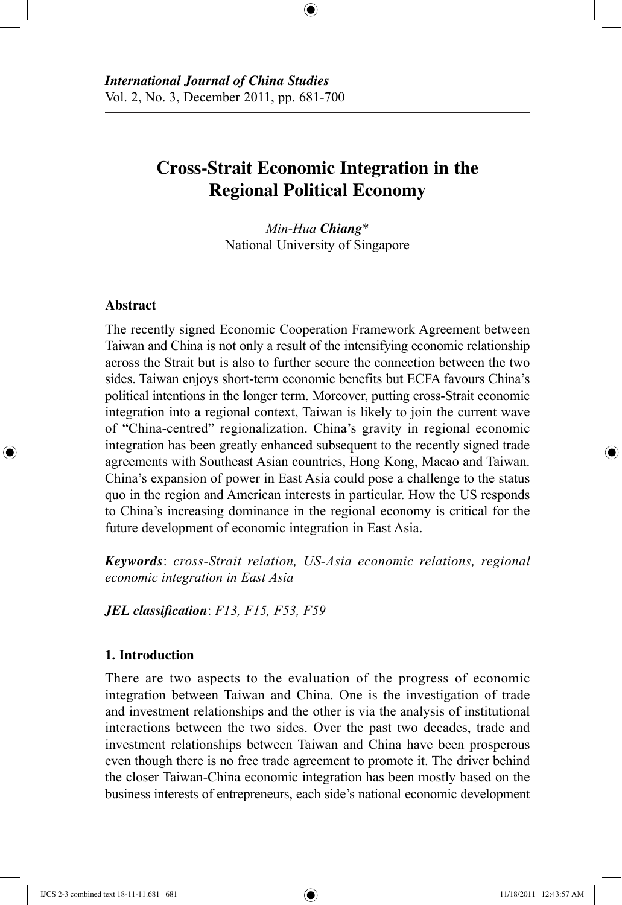*International Journal of China Studies*
Vol. 2, No. 3, December 2011, pp. 681-700

# Cross-Strait Economic Integration in the Regional Political Economy

*Min-Hua* ***Chiang****
National University of Singapore

## Abstract

The recently signed Economic Cooperation Framework Agreement between Taiwan and China is not only a result of the intensifying economic relationship across the Strait but is also to further secure the connection between the two sides. Taiwan enjoys short-term economic benefits but ECFA favours China's political intentions in the longer term. Moreover, putting cross-Strait economic integration into a regional context, Taiwan is likely to join the current wave of "China-centred" regionalization. China's gravity in regional economic integration has been greatly enhanced subsequent to the recently signed trade agreements with Southeast Asian countries, Hong Kong, Macao and Taiwan. China's expansion of power in East Asia could pose a challenge to the status quo in the region and American interests in particular. How the US responds to China's increasing dominance in the regional economy is critical for the future development of economic integration in East Asia.

***Keywords***: *cross-Strait relation, US-Asia economic relations, regional economic integration in East Asia*

***JEL classification***: *F13, F15, F53, F59*

## 1. Introduction

There are two aspects to the evaluation of the progress of economic integration between Taiwan and China. One is the investigation of trade and investment relationships and the other is via the analysis of institutional interactions between the two sides. Over the past two decades, trade and investment relationships between Taiwan and China have been prosperous even though there is no free trade agreement to promote it. The driver behind the closer Taiwan-China economic integration has been mostly based on the business interests of entrepreneurs, each side's national economic development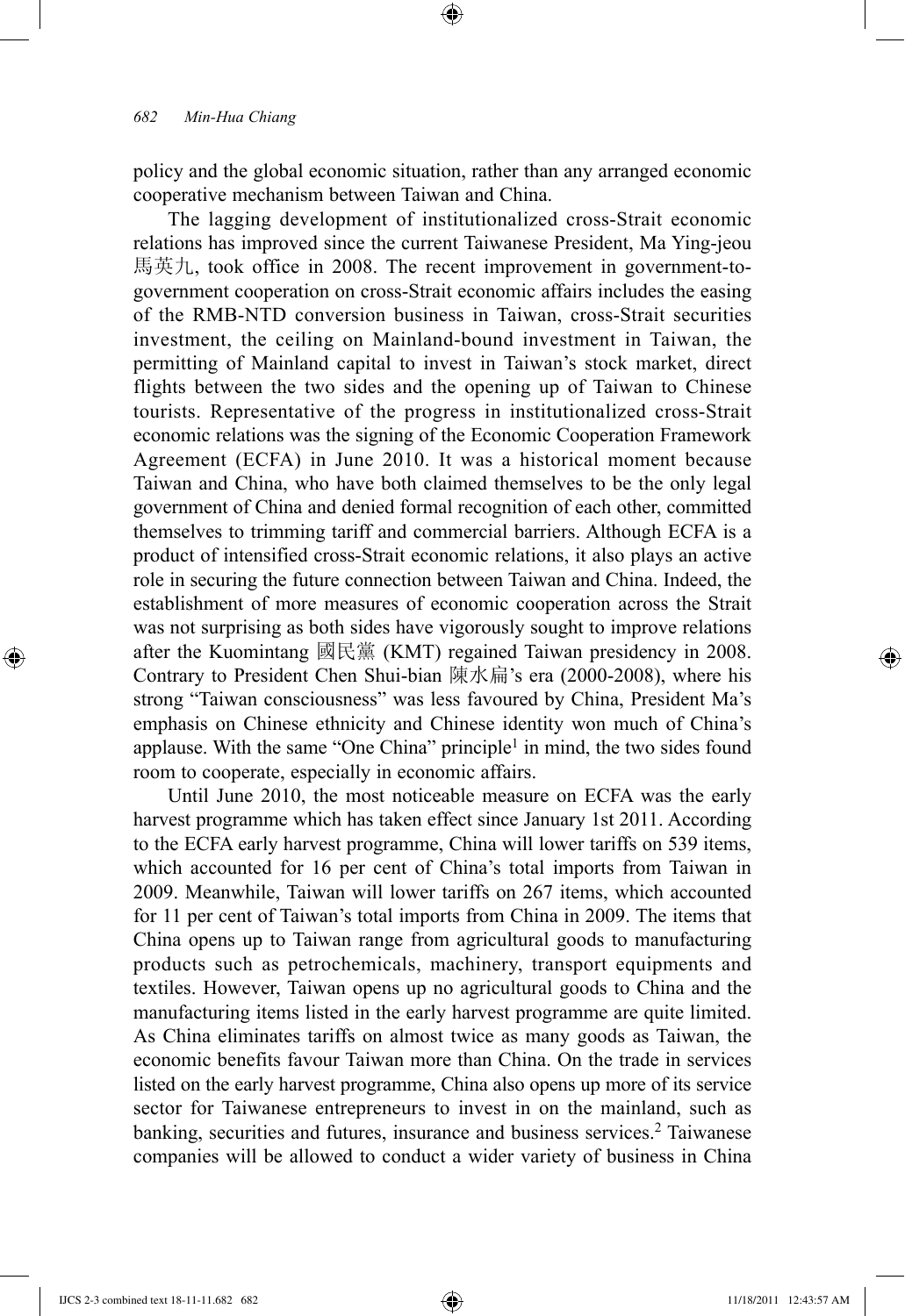policy and the global economic situation, rather than any arranged economic cooperative mechanism between Taiwan and China.

The lagging development of institutionalized cross-Strait economic relations has improved since the current Taiwanese President, Ma Ying-jeou 馬英九, took office in 2008. The recent improvement in government-to-government cooperation on cross-Strait economic affairs includes the easing of the RMB-NTD conversion business in Taiwan, cross-Strait securities investment, the ceiling on Mainland-bound investment in Taiwan, the permitting of Mainland capital to invest in Taiwan's stock market, direct flights between the two sides and the opening up of Taiwan to Chinese tourists. Representative of the progress in institutionalized cross-Strait economic relations was the signing of the Economic Cooperation Framework Agreement (ECFA) in June 2010. It was a historical moment because Taiwan and China, who have both claimed themselves to be the only legal government of China and denied formal recognition of each other, committed themselves to trimming tariff and commercial barriers. Although ECFA is a product of intensified cross-Strait economic relations, it also plays an active role in securing the future connection between Taiwan and China. Indeed, the establishment of more measures of economic cooperation across the Strait was not surprising as both sides have vigorously sought to improve relations after the Kuomintang 國民黨 (KMT) regained Taiwan presidency in 2008. Contrary to President Chen Shui-bian 陳水扁's era (2000-2008), where his strong "Taiwan consciousness" was less favoured by China, President Ma's emphasis on Chinese ethnicity and Chinese identity won much of China's applause. With the same "One China" principle[1] in mind, the two sides found room to cooperate, especially in economic affairs.

Until June 2010, the most noticeable measure on ECFA was the early harvest programme which has taken effect since January 1st 2011. According to the ECFA early harvest programme, China will lower tariffs on 539 items, which accounted for 16 per cent of China's total imports from Taiwan in 2009. Meanwhile, Taiwan will lower tariffs on 267 items, which accounted for 11 per cent of Taiwan's total imports from China in 2009. The items that China opens up to Taiwan range from agricultural goods to manufacturing products such as petrochemicals, machinery, transport equipments and textiles. However, Taiwan opens up no agricultural goods to China and the manufacturing items listed in the early harvest programme are quite limited. As China eliminates tariffs on almost twice as many goods as Taiwan, the economic benefits favour Taiwan more than China. On the trade in services listed on the early harvest programme, China also opens up more of its service sector for Taiwanese entrepreneurs to invest in on the mainland, such as banking, securities and futures, insurance and business services.[2] Taiwanese companies will be allowed to conduct a wider variety of business in China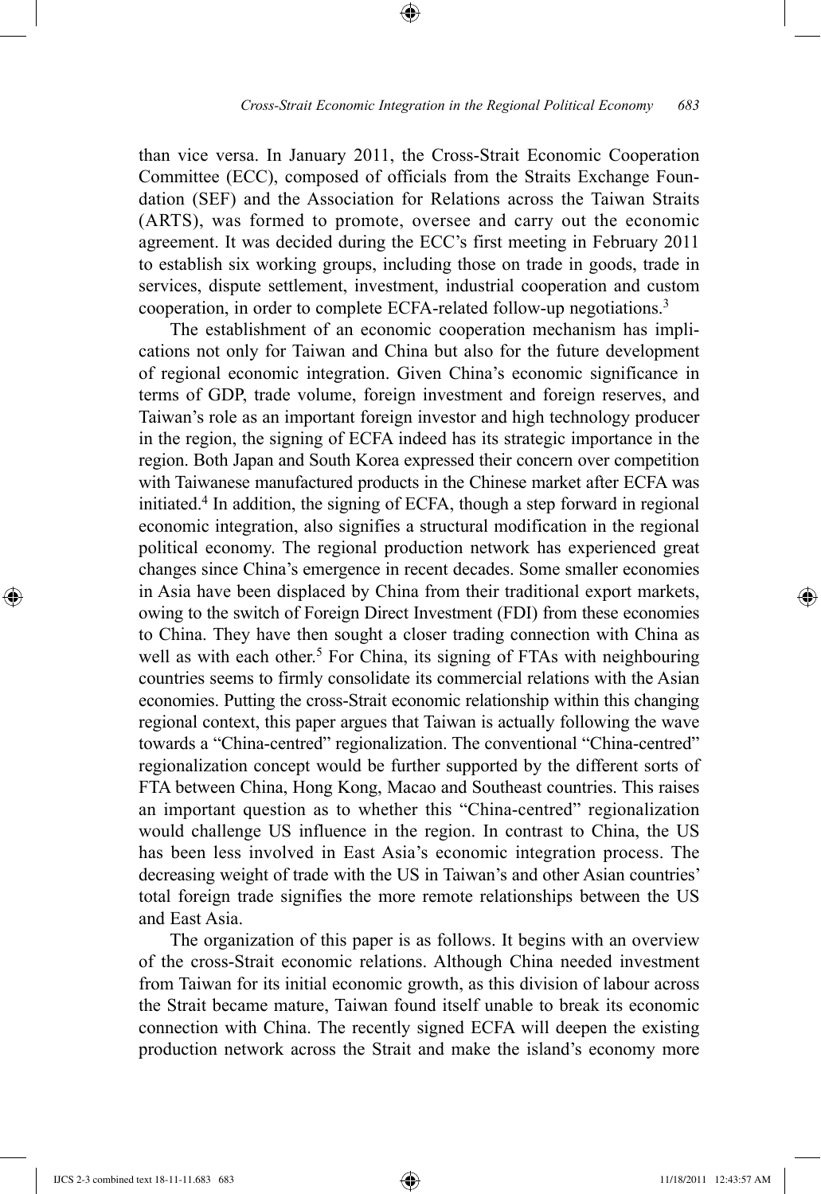than vice versa. In January 2011, the Cross-Strait Economic Cooperation Committee (ECC), composed of officials from the Straits Exchange Foundation (SEF) and the Association for Relations across the Taiwan Straits (ARTS), was formed to promote, oversee and carry out the economic agreement. It was decided during the ECC's first meeting in February 2011 to establish six working groups, including those on trade in goods, trade in services, dispute settlement, investment, industrial cooperation and custom cooperation, in order to complete ECFA-related follow-up negotiations.[3]

The establishment of an economic cooperation mechanism has implications not only for Taiwan and China but also for the future development of regional economic integration. Given China's economic significance in terms of GDP, trade volume, foreign investment and foreign reserves, and Taiwan's role as an important foreign investor and high technology producer in the region, the signing of ECFA indeed has its strategic importance in the region. Both Japan and South Korea expressed their concern over competition with Taiwanese manufactured products in the Chinese market after ECFA was initiated.[4] In addition, the signing of ECFA, though a step forward in regional economic integration, also signifies a structural modification in the regional political economy. The regional production network has experienced great changes since China's emergence in recent decades. Some smaller economies in Asia have been displaced by China from their traditional export markets, owing to the switch of Foreign Direct Investment (FDI) from these economies to China. They have then sought a closer trading connection with China as well as with each other.[5] For China, its signing of FTAs with neighbouring countries seems to firmly consolidate its commercial relations with the Asian economies. Putting the cross-Strait economic relationship within this changing regional context, this paper argues that Taiwan is actually following the wave towards a "China-centred" regionalization. The conventional "China-centred" regionalization concept would be further supported by the different sorts of FTA between China, Hong Kong, Macao and Southeast countries. This raises an important question as to whether this "China-centred" regionalization would challenge US influence in the region. In contrast to China, the US has been less involved in East Asia's economic integration process. The decreasing weight of trade with the US in Taiwan's and other Asian countries' total foreign trade signifies the more remote relationships between the US and East Asia.

The organization of this paper is as follows. It begins with an overview of the cross-Strait economic relations. Although China needed investment from Taiwan for its initial economic growth, as this division of labour across the Strait became mature, Taiwan found itself unable to break its economic connection with China. The recently signed ECFA will deepen the existing production network across the Strait and make the island's economy more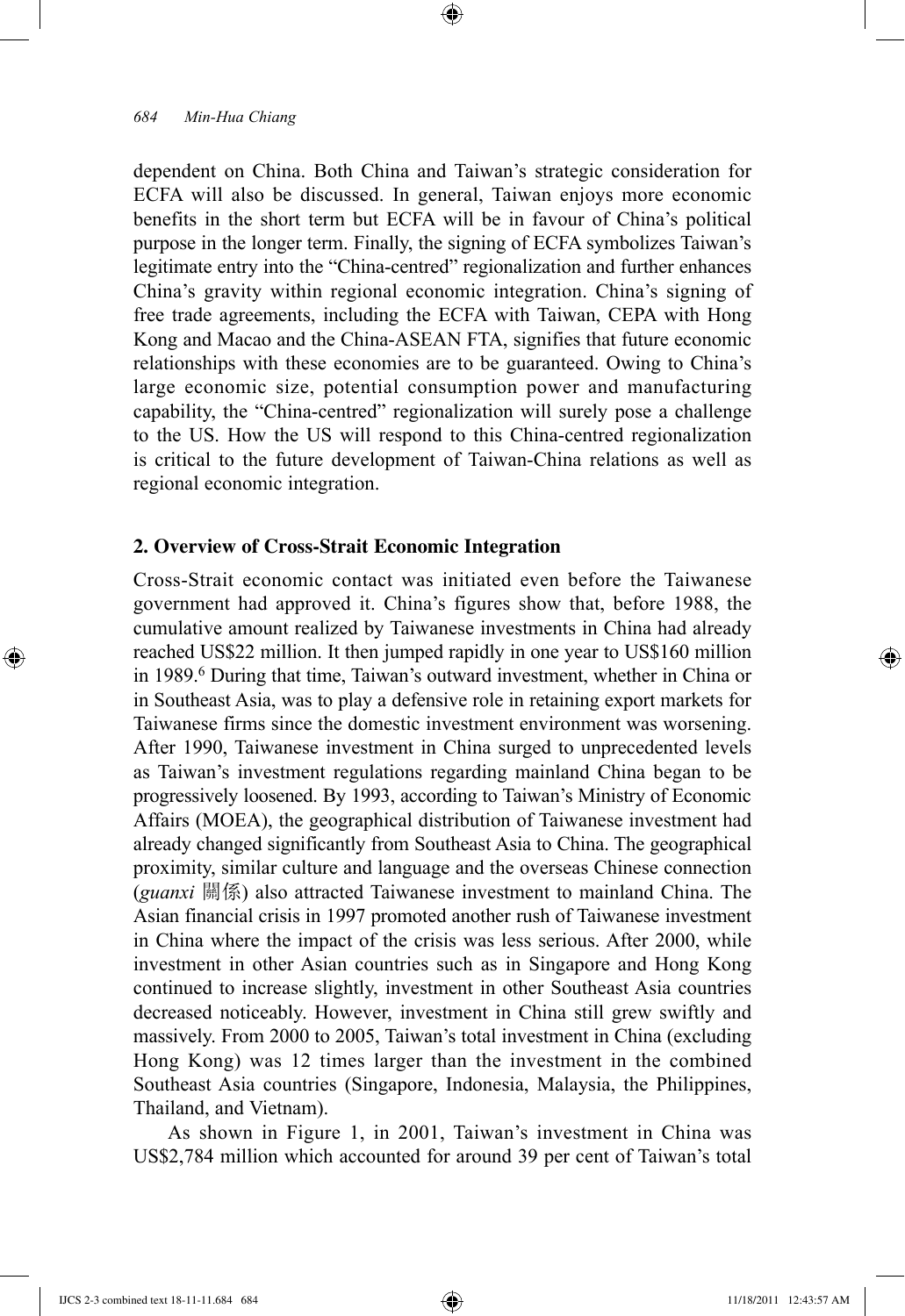dependent on China. Both China and Taiwan's strategic consideration for ECFA will also be discussed. In general, Taiwan enjoys more economic benefits in the short term but ECFA will be in favour of China's political purpose in the longer term. Finally, the signing of ECFA symbolizes Taiwan's legitimate entry into the "China-centred" regionalization and further enhances China's gravity within regional economic integration. China's signing of free trade agreements, including the ECFA with Taiwan, CEPA with Hong Kong and Macao and the China-ASEAN FTA, signifies that future economic relationships with these economies are to be guaranteed. Owing to China's large economic size, potential consumption power and manufacturing capability, the "China-centred" regionalization will surely pose a challenge to the US. How the US will respond to this China-centred regionalization is critical to the future development of Taiwan-China relations as well as regional economic integration.

## 2. Overview of Cross-Strait Economic Integration

Cross-Strait economic contact was initiated even before the Taiwanese government had approved it. China's figures show that, before 1988, the cumulative amount realized by Taiwanese investments in China had already reached US$22 million. It then jumped rapidly in one year to US$160 million in 1989.[6] During that time, Taiwan's outward investment, whether in China or in Southeast Asia, was to play a defensive role in retaining export markets for Taiwanese firms since the domestic investment environment was worsening. After 1990, Taiwanese investment in China surged to unprecedented levels as Taiwan's investment regulations regarding mainland China began to be progressively loosened. By 1993, according to Taiwan's Ministry of Economic Affairs (MOEA), the geographical distribution of Taiwanese investment had already changed significantly from Southeast Asia to China. The geographical proximity, similar culture and language and the overseas Chinese connection (*guanxi* 關係) also attracted Taiwanese investment to mainland China. The Asian financial crisis in 1997 promoted another rush of Taiwanese investment in China where the impact of the crisis was less serious. After 2000, while investment in other Asian countries such as in Singapore and Hong Kong continued to increase slightly, investment in other Southeast Asia countries decreased noticeably. However, investment in China still grew swiftly and massively. From 2000 to 2005, Taiwan's total investment in China (excluding Hong Kong) was 12 times larger than the investment in the combined Southeast Asia countries (Singapore, Indonesia, Malaysia, the Philippines, Thailand, and Vietnam).

As shown in Figure 1, in 2001, Taiwan's investment in China was US$2,784 million which accounted for around 39 per cent of Taiwan's total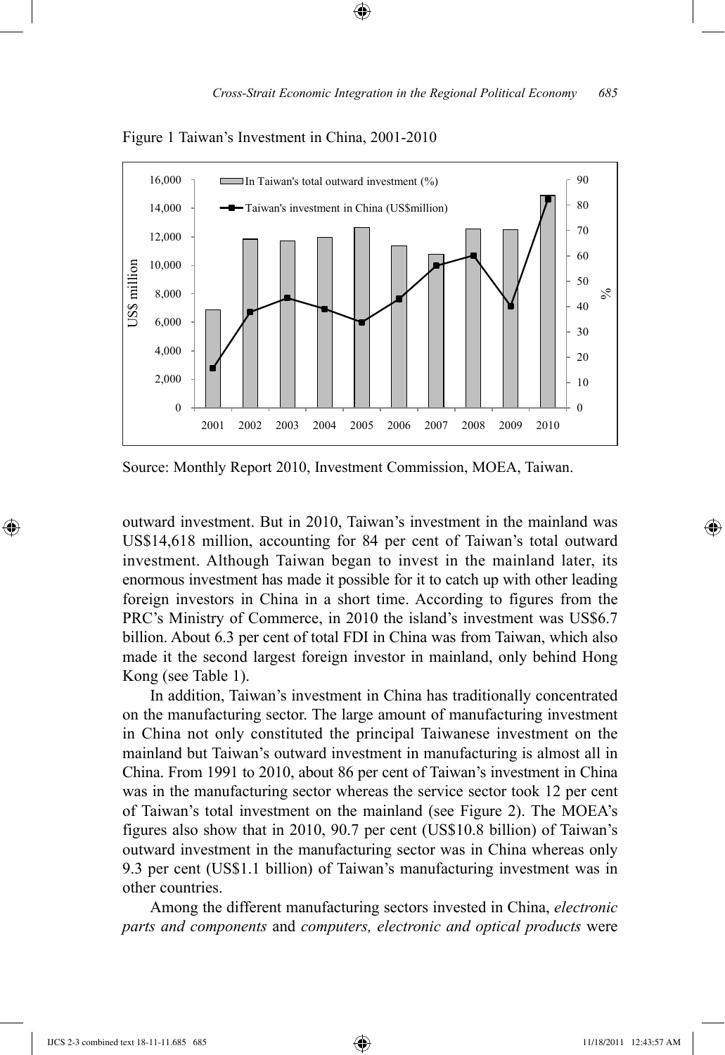Figure 1 Taiwan's Investment in China, 2001-2010

Source: Monthly Report 2010, Investment Commission, MOEA, Taiwan.

outward investment. But in 2010, Taiwan's investment in the mainland was US$14,618 million, accounting for 84 per cent of Taiwan's total outward investment. Although Taiwan began to invest in the mainland later, its enormous investment has made it possible for it to catch up with other leading foreign investors in China in a short time. According to figures from the PRC's Ministry of Commerce, in 2010 the island's investment was US$6.7 billion. About 6.3 per cent of total FDI in China was from Taiwan, which also made it the second largest foreign investor in mainland, only behind Hong Kong (see Table 1).

In addition, Taiwan's investment in China has traditionally concentrated on the manufacturing sector. The large amount of manufacturing investment in China not only constituted the principal Taiwanese investment on the mainland but Taiwan's outward investment in manufacturing is almost all in China. From 1991 to 2010, about 86 per cent of Taiwan's investment in China was in the manufacturing sector whereas the service sector took 12 per cent of Taiwan's total investment on the mainland (see Figure 2). The MOEA's figures also show that in 2010, 90.7 per cent (US$10.8 billion) of Taiwan's outward investment in the manufacturing sector was in China whereas only 9.3 per cent (US$1.1 billion) of Taiwan's manufacturing investment was in other countries.

Among the different manufacturing sectors invested in China, *electronic parts and components* and *computers, electronic and optical products* were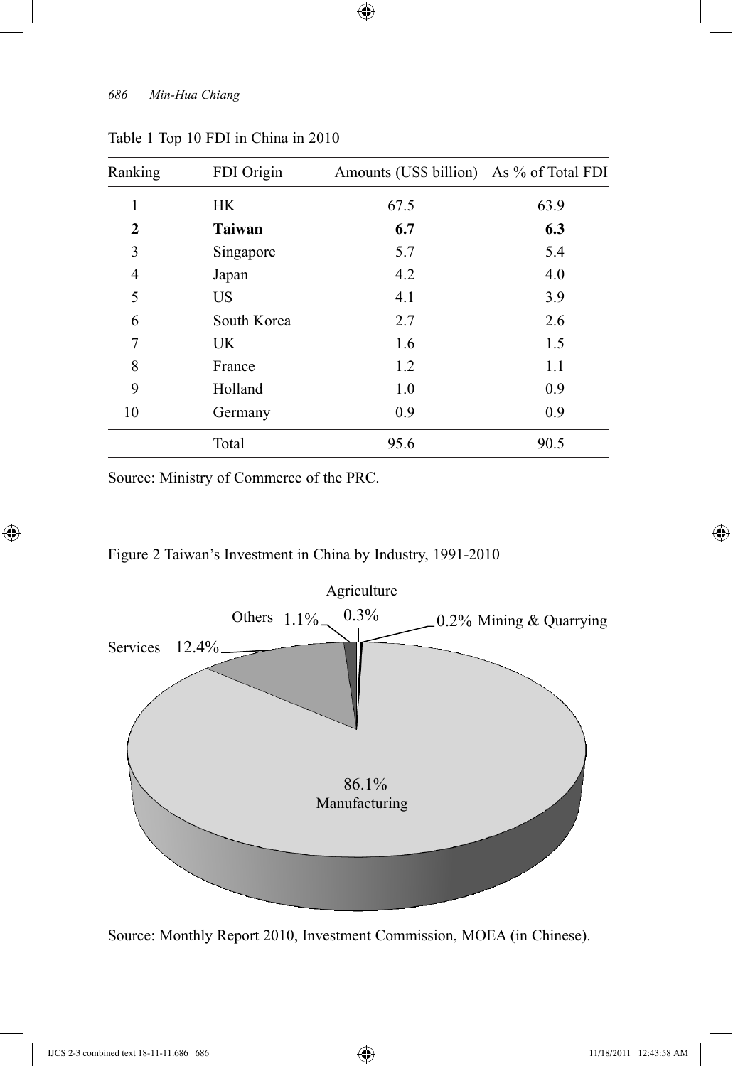Table 1 Top 10 FDI in China in 2010

| Ranking | FDI Origin | Amounts (US$ billion) | As % of Total FDI |
|---|---|---|---|
| 1 | HK | 67.5 | 63.9 |
| **2** | **Taiwan** | **6.7** | **6.3** |
| 3 | Singapore | 5.7 | 5.4 |
| 4 | Japan | 4.2 | 4.0 |
| 5 | US | 4.1 | 3.9 |
| 6 | South Korea | 2.7 | 2.6 |
| 7 | UK | 1.6 | 1.5 |
| 8 | France | 1.2 | 1.1 |
| 9 | Holland | 1.0 | 0.9 |
| 10 | Germany | 0.9 | 0.9 |
| | Total | 95.6 | 90.5 |

Source: Ministry of Commerce of the PRC.

Figure 2 Taiwan's Investment in China by Industry, 1991-2010

Agriculture 0.3%; Others 1.1%; Mining & Quarrying 0.2%; Services 12.4%; Manufacturing 86.1%

Source: Monthly Report 2010, Investment Commission, MOEA (in Chinese).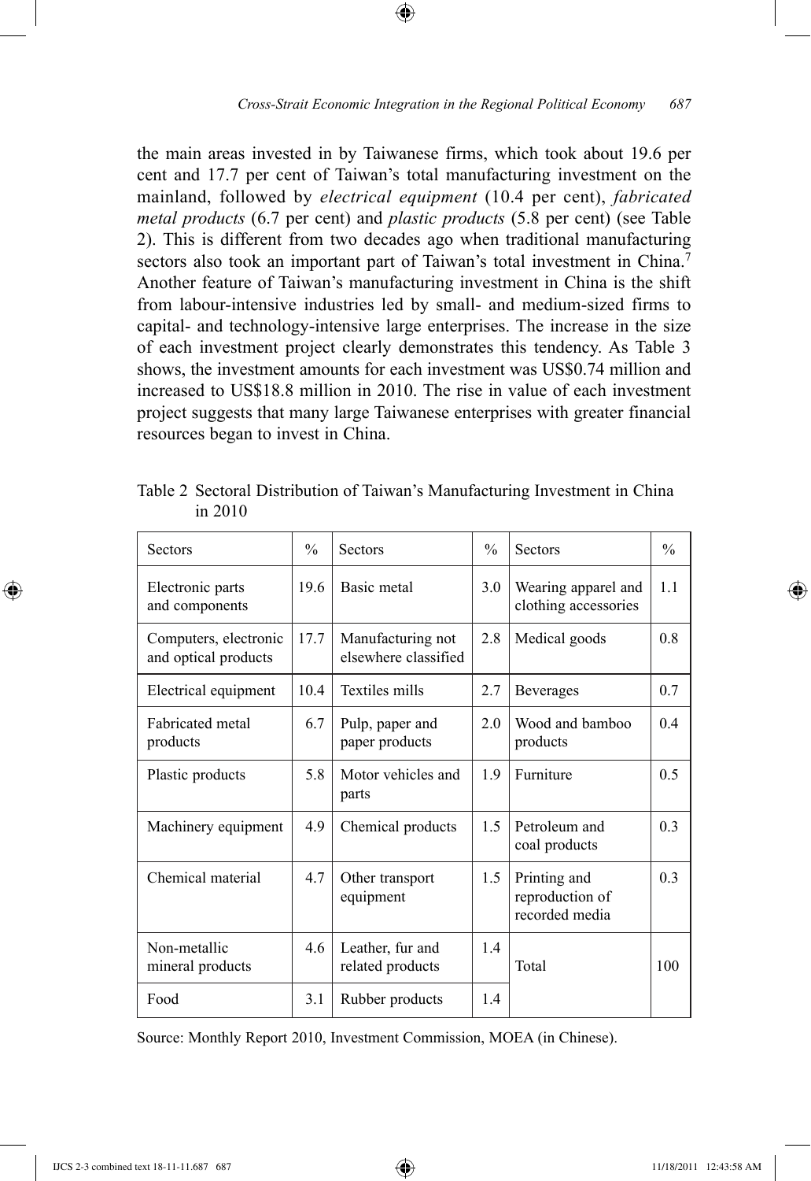the main areas invested in by Taiwanese firms, which took about 19.6 per cent and 17.7 per cent of Taiwan's total manufacturing investment on the mainland, followed by *electrical equipment* (10.4 per cent), *fabricated metal products* (6.7 per cent) and *plastic products* (5.8 per cent) (see Table 2). This is different from two decades ago when traditional manufacturing sectors also took an important part of Taiwan's total investment in China.[7] Another feature of Taiwan's manufacturing investment in China is the shift from labour-intensive industries led by small- and medium-sized firms to capital- and technology-intensive large enterprises. The increase in the size of each investment project clearly demonstrates this tendency. As Table 3 shows, the investment amounts for each investment was US$0.74 million and increased to US$18.8 million in 2010. The rise in value of each investment project suggests that many large Taiwanese enterprises with greater financial resources began to invest in China.

Table 2 Sectoral Distribution of Taiwan's Manufacturing Investment in China in 2010

| Sectors | % | Sectors | % | Sectors | % |
|---|---|---|---|---|---|
| Electronic parts and components | 19.6 | Basic metal | 3.0 | Wearing apparel and clothing accessories | 1.1 |
| Computers, electronic and optical products | 17.7 | Manufacturing not elsewhere classified | 2.8 | Medical goods | 0.8 |
| Electrical equipment | 10.4 | Textiles mills | 2.7 | Beverages | 0.7 |
| Fabricated metal products | 6.7 | Pulp, paper and paper products | 2.0 | Wood and bamboo products | 0.4 |
| Plastic products | 5.8 | Motor vehicles and parts | 1.9 | Furniture | 0.5 |
| Machinery equipment | 4.9 | Chemical products | 1.5 | Petroleum and coal products | 0.3 |
| Chemical material | 4.7 | Other transport equipment | 1.5 | Printing and reproduction of recorded media | 0.3 |
| Non-metallic mineral products | 4.6 | Leather, fur and related products | 1.4 | Total | 100 |
| Food | 3.1 | Rubber products | 1.4 | | |

Source: Monthly Report 2010, Investment Commission, MOEA (in Chinese).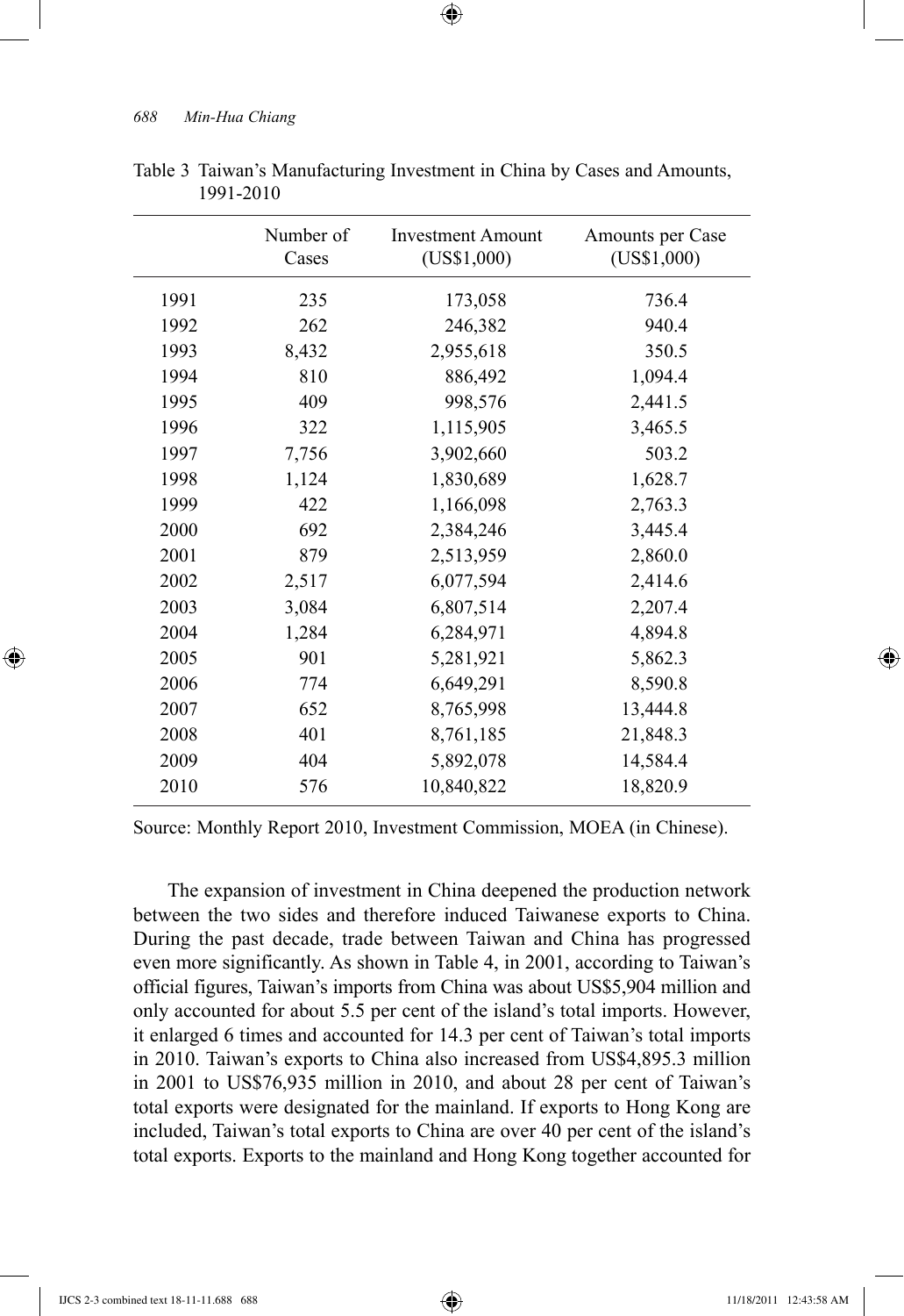Table 3 Taiwan's Manufacturing Investment in China by Cases and Amounts, 1991-2010

| | Number of Cases | Investment Amount (US$1,000) | Amounts per Case (US$1,000) |
|---|---|---|---|
| 1991 | 235 | 173,058 | 736.4 |
| 1992 | 262 | 246,382 | 940.4 |
| 1993 | 8,432 | 2,955,618 | 350.5 |
| 1994 | 810 | 886,492 | 1,094.4 |
| 1995 | 409 | 998,576 | 2,441.5 |
| 1996 | 322 | 1,115,905 | 3,465.5 |
| 1997 | 7,756 | 3,902,660 | 503.2 |
| 1998 | 1,124 | 1,830,689 | 1,628.7 |
| 1999 | 422 | 1,166,098 | 2,763.3 |
| 2000 | 692 | 2,384,246 | 3,445.4 |
| 2001 | 879 | 2,513,959 | 2,860.0 |
| 2002 | 2,517 | 6,077,594 | 2,414.6 |
| 2003 | 3,084 | 6,807,514 | 2,207.4 |
| 2004 | 1,284 | 6,284,971 | 4,894.8 |
| 2005 | 901 | 5,281,921 | 5,862.3 |
| 2006 | 774 | 6,649,291 | 8,590.8 |
| 2007 | 652 | 8,765,998 | 13,444.8 |
| 2008 | 401 | 8,761,185 | 21,848.3 |
| 2009 | 404 | 5,892,078 | 14,584.4 |
| 2010 | 576 | 10,840,822 | 18,820.9 |

Source: Monthly Report 2010, Investment Commission, MOEA (in Chinese).

The expansion of investment in China deepened the production network between the two sides and therefore induced Taiwanese exports to China. During the past decade, trade between Taiwan and China has progressed even more significantly. As shown in Table 4, in 2001, according to Taiwan's official figures, Taiwan's imports from China was about US$5,904 million and only accounted for about 5.5 per cent of the island's total imports. However, it enlarged 6 times and accounted for 14.3 per cent of Taiwan's total imports in 2010. Taiwan's exports to China also increased from US$4,895.3 million in 2001 to US$76,935 million in 2010, and about 28 per cent of Taiwan's total exports were designated for the mainland. If exports to Hong Kong are included, Taiwan's total exports to China are over 40 per cent of the island's total exports. Exports to the mainland and Hong Kong together accounted for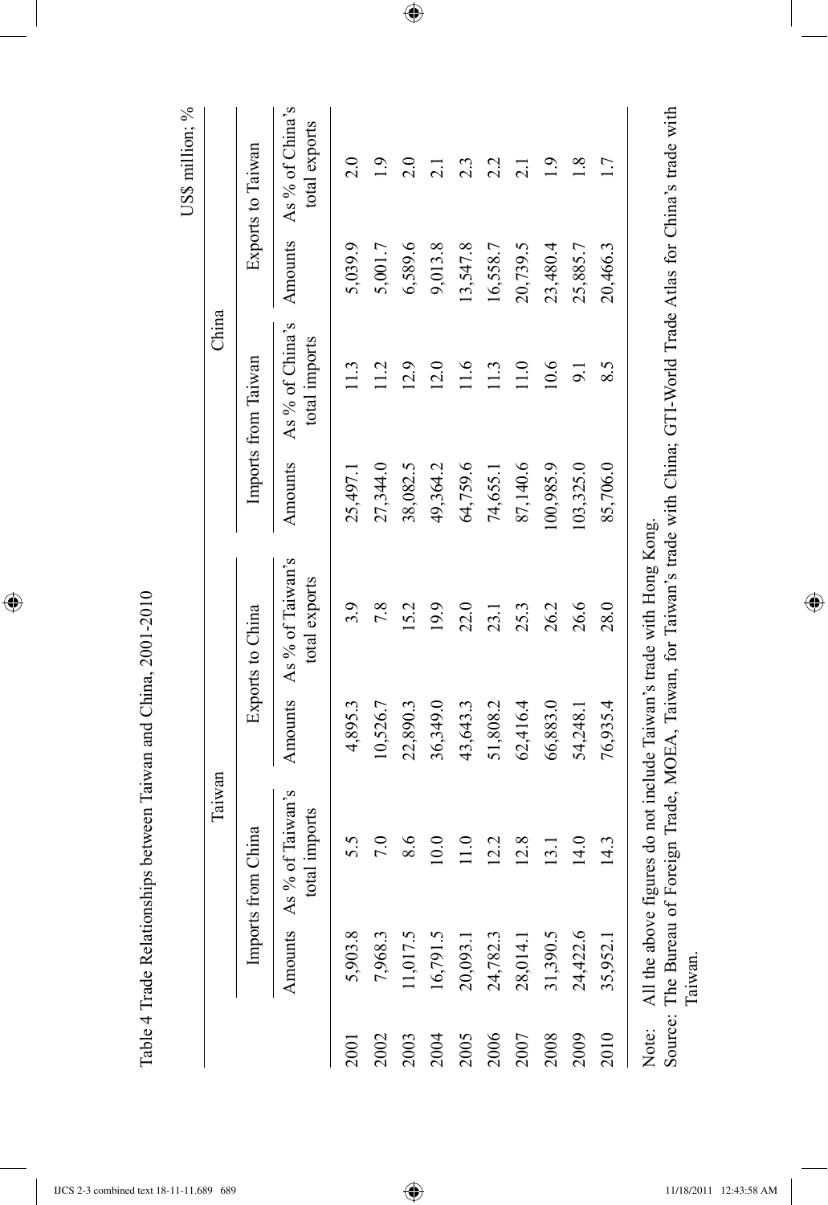Table 4 Trade Relationships between Taiwan and China, 2001-2010

US$ million; %

| | Taiwan | | | | China | | | |
|---|---|---|---|---|---|---|---|---|
| | Imports from China | | Exports to China | | Imports from Taiwan | | Exports to Taiwan | |
| | Amounts | As % of Taiwan's total imports | Amounts | As % of Taiwan's total exports | Amounts | As % of China's total imports | Amounts | As % of China's total exports |
| 2001 | 5,903.8 | 5.5 | 4,895.3 | 3.9 | 25,497.1 | 11.3 | 5,039.9 | 2.0 |
| 2002 | 7,968.3 | 7.0 | 10,526.7 | 7.8 | 27,344.0 | 11.2 | 5,001.7 | 1.9 |
| 2003 | 11,017.5 | 8.6 | 22,890.3 | 15.2 | 38,082.5 | 12.9 | 6,589.6 | 2.0 |
| 2004 | 16,791.5 | 10.0 | 36,349.0 | 19.9 | 49,364.2 | 12.0 | 9,013.8 | 2.1 |
| 2005 | 20,093.1 | 11.0 | 43,643.3 | 22.0 | 64,759.6 | 11.6 | 13,547.8 | 2.3 |
| 2006 | 24,782.3 | 12.2 | 51,808.2 | 23.1 | 74,655.1 | 11.3 | 16,558.7 | 2.2 |
| 2007 | 28,014.1 | 12.8 | 62,416.4 | 25.3 | 87,140.6 | 11.0 | 20,739.5 | 2.1 |
| 2008 | 31,390.5 | 13.1 | 66,883.0 | 26.2 | 100,985.9 | 10.6 | 23,480.4 | 1.9 |
| 2009 | 24,422.6 | 14.0 | 54,248.1 | 26.6 | 103,325.0 | 9.1 | 25,885.7 | 1.8 |
| 2010 | 35,952.1 | 14.3 | 76,935.4 | 28.0 | 85,706.0 | 8.5 | 20,466.3 | 1.7 |

Note: All the above figures do not include Taiwan's trade with Hong Kong.

Source: The Bureau of Foreign Trade, MOEA, Taiwan, for Taiwan's trade with China; GTI-World Trade Atlas for China's trade with Taiwan.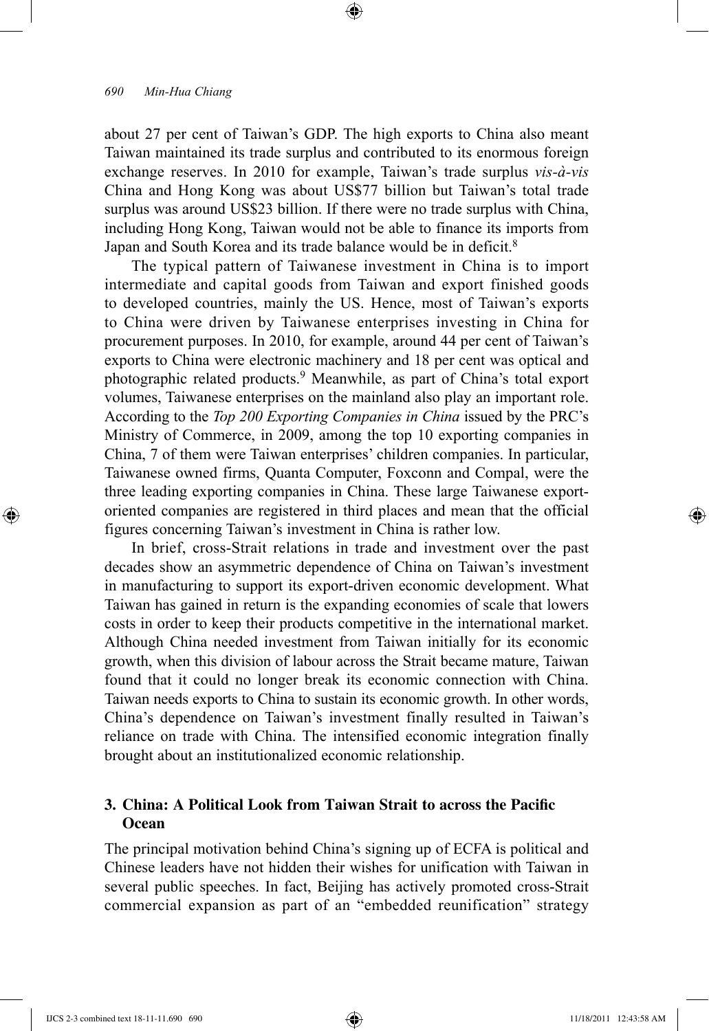about 27 per cent of Taiwan's GDP. The high exports to China also meant Taiwan maintained its trade surplus and contributed to its enormous foreign exchange reserves. In 2010 for example, Taiwan's trade surplus *vis-à-vis* China and Hong Kong was about US$77 billion but Taiwan's total trade surplus was around US$23 billion. If there were no trade surplus with China, including Hong Kong, Taiwan would not be able to finance its imports from Japan and South Korea and its trade balance would be in deficit.[8]

The typical pattern of Taiwanese investment in China is to import intermediate and capital goods from Taiwan and export finished goods to developed countries, mainly the US. Hence, most of Taiwan's exports to China were driven by Taiwanese enterprises investing in China for procurement purposes. In 2010, for example, around 44 per cent of Taiwan's exports to China were electronic machinery and 18 per cent was optical and photographic related products.[9] Meanwhile, as part of China's total export volumes, Taiwanese enterprises on the mainland also play an important role. According to the *Top 200 Exporting Companies in China* issued by the PRC's Ministry of Commerce, in 2009, among the top 10 exporting companies in China, 7 of them were Taiwan enterprises' children companies. In particular, Taiwanese owned firms, Quanta Computer, Foxconn and Compal, were the three leading exporting companies in China. These large Taiwanese export-oriented companies are registered in third places and mean that the official figures concerning Taiwan's investment in China is rather low.

In brief, cross-Strait relations in trade and investment over the past decades show an asymmetric dependence of China on Taiwan's investment in manufacturing to support its export-driven economic development. What Taiwan has gained in return is the expanding economies of scale that lowers costs in order to keep their products competitive in the international market. Although China needed investment from Taiwan initially for its economic growth, when this division of labour across the Strait became mature, Taiwan found that it could no longer break its economic connection with China. Taiwan needs exports to China to sustain its economic growth. In other words, China's dependence on Taiwan's investment finally resulted in Taiwan's reliance on trade with China. The intensified economic integration finally brought about an institutionalized economic relationship.

## 3. China: A Political Look from Taiwan Strait to across the Pacific Ocean

The principal motivation behind China's signing up of ECFA is political and Chinese leaders have not hidden their wishes for unification with Taiwan in several public speeches. In fact, Beijing has actively promoted cross-Strait commercial expansion as part of an "embedded reunification" strategy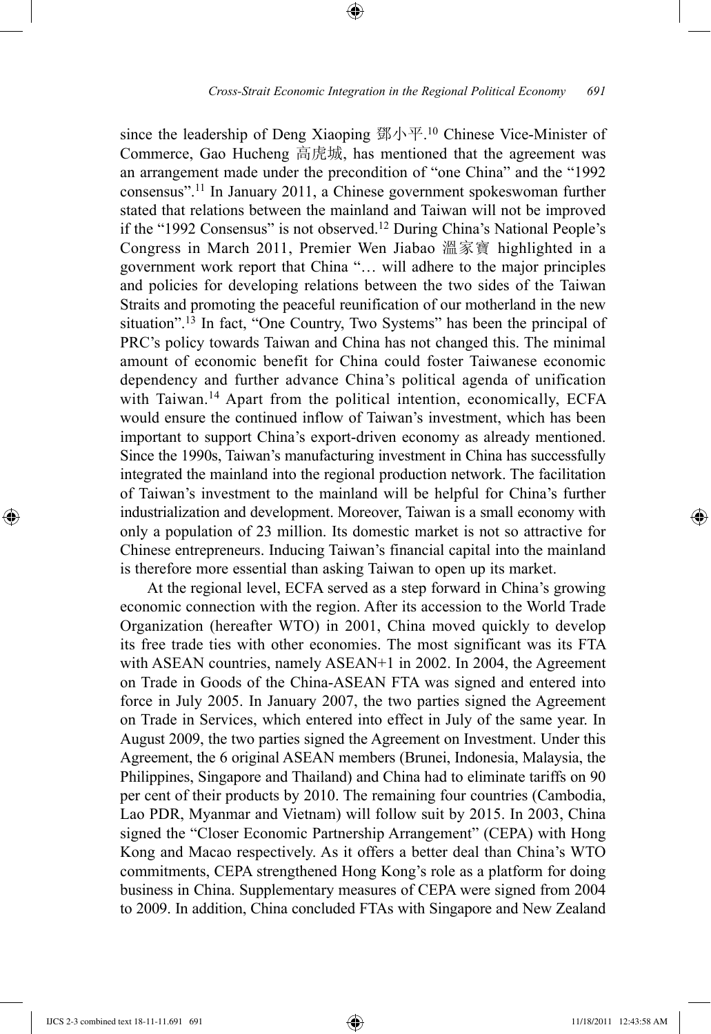since the leadership of Deng Xiaoping 鄧小平.[10] Chinese Vice-Minister of Commerce, Gao Hucheng 高虎城, has mentioned that the agreement was an arrangement made under the precondition of "one China" and the "1992 consensus".[11] In January 2011, a Chinese government spokeswoman further stated that relations between the mainland and Taiwan will not be improved if the "1992 Consensus" is not observed.[12] During China's National People's Congress in March 2011, Premier Wen Jiabao 溫家寶 highlighted in a government work report that China "… will adhere to the major principles and policies for developing relations between the two sides of the Taiwan Straits and promoting the peaceful reunification of our motherland in the new situation".[13] In fact, "One Country, Two Systems" has been the principal of PRC's policy towards Taiwan and China has not changed this. The minimal amount of economic benefit for China could foster Taiwanese economic dependency and further advance China's political agenda of unification with Taiwan.[14] Apart from the political intention, economically, ECFA would ensure the continued inflow of Taiwan's investment, which has been important to support China's export-driven economy as already mentioned. Since the 1990s, Taiwan's manufacturing investment in China has successfully integrated the mainland into the regional production network. The facilitation of Taiwan's investment to the mainland will be helpful for China's further industrialization and development. Moreover, Taiwan is a small economy with only a population of 23 million. Its domestic market is not so attractive for Chinese entrepreneurs. Inducing Taiwan's financial capital into the mainland is therefore more essential than asking Taiwan to open up its market.

At the regional level, ECFA served as a step forward in China's growing economic connection with the region. After its accession to the World Trade Organization (hereafter WTO) in 2001, China moved quickly to develop its free trade ties with other economies. The most significant was its FTA with ASEAN countries, namely ASEAN+1 in 2002. In 2004, the Agreement on Trade in Goods of the China-ASEAN FTA was signed and entered into force in July 2005. In January 2007, the two parties signed the Agreement on Trade in Services, which entered into effect in July of the same year. In August 2009, the two parties signed the Agreement on Investment. Under this Agreement, the 6 original ASEAN members (Brunei, Indonesia, Malaysia, the Philippines, Singapore and Thailand) and China had to eliminate tariffs on 90 per cent of their products by 2010. The remaining four countries (Cambodia, Lao PDR, Myanmar and Vietnam) will follow suit by 2015. In 2003, China signed the "Closer Economic Partnership Arrangement" (CEPA) with Hong Kong and Macao respectively. As it offers a better deal than China's WTO commitments, CEPA strengthened Hong Kong's role as a platform for doing business in China. Supplementary measures of CEPA were signed from 2004 to 2009. In addition, China concluded FTAs with Singapore and New Zealand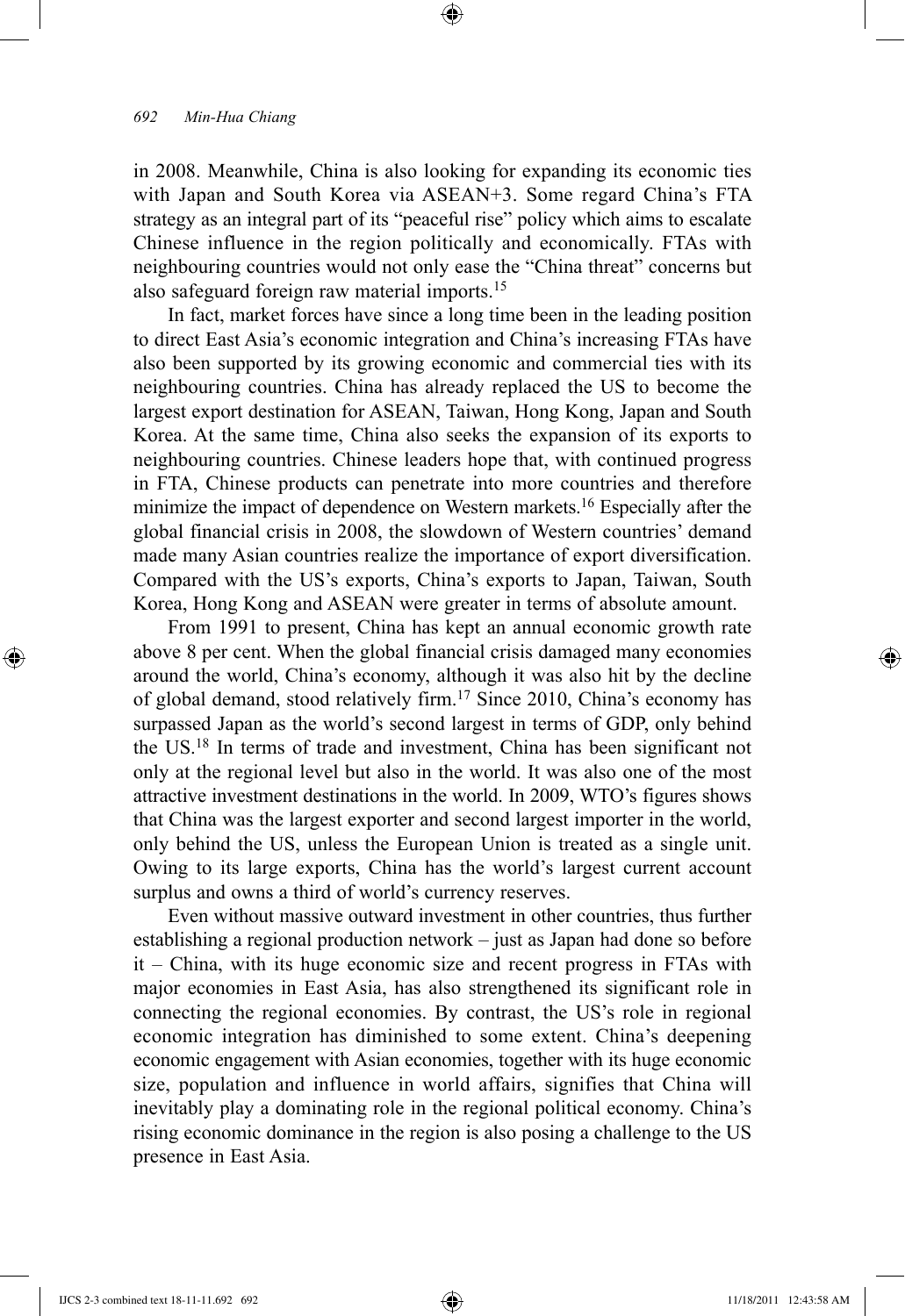in 2008. Meanwhile, China is also looking for expanding its economic ties with Japan and South Korea via ASEAN+3. Some regard China's FTA strategy as an integral part of its "peaceful rise" policy which aims to escalate Chinese influence in the region politically and economically. FTAs with neighbouring countries would not only ease the "China threat" concerns but also safeguard foreign raw material imports.[15]

In fact, market forces have since a long time been in the leading position to direct East Asia's economic integration and China's increasing FTAs have also been supported by its growing economic and commercial ties with its neighbouring countries. China has already replaced the US to become the largest export destination for ASEAN, Taiwan, Hong Kong, Japan and South Korea. At the same time, China also seeks the expansion of its exports to neighbouring countries. Chinese leaders hope that, with continued progress in FTA, Chinese products can penetrate into more countries and therefore minimize the impact of dependence on Western markets.[16] Especially after the global financial crisis in 2008, the slowdown of Western countries' demand made many Asian countries realize the importance of export diversification. Compared with the US's exports, China's exports to Japan, Taiwan, South Korea, Hong Kong and ASEAN were greater in terms of absolute amount.

From 1991 to present, China has kept an annual economic growth rate above 8 per cent. When the global financial crisis damaged many economies around the world, China's economy, although it was also hit by the decline of global demand, stood relatively firm.[17] Since 2010, China's economy has surpassed Japan as the world's second largest in terms of GDP, only behind the US.[18] In terms of trade and investment, China has been significant not only at the regional level but also in the world. It was also one of the most attractive investment destinations in the world. In 2009, WTO's figures shows that China was the largest exporter and second largest importer in the world, only behind the US, unless the European Union is treated as a single unit. Owing to its large exports, China has the world's largest current account surplus and owns a third of world's currency reserves.

Even without massive outward investment in other countries, thus further establishing a regional production network – just as Japan had done so before it – China, with its huge economic size and recent progress in FTAs with major economies in East Asia, has also strengthened its significant role in connecting the regional economies. By contrast, the US's role in regional economic integration has diminished to some extent. China's deepening economic engagement with Asian economies, together with its huge economic size, population and influence in world affairs, signifies that China will inevitably play a dominating role in the regional political economy. China's rising economic dominance in the region is also posing a challenge to the US presence in East Asia.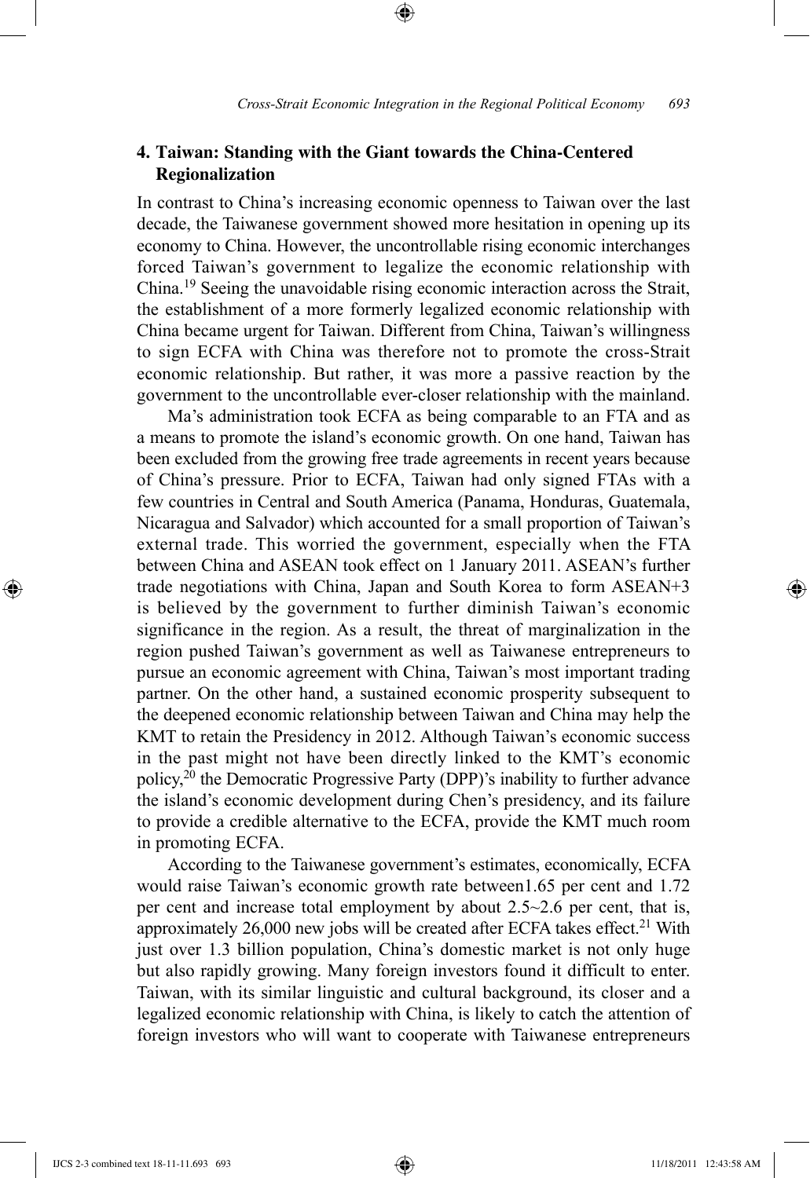## 4. Taiwan: Standing with the Giant towards the China-Centered Regionalization

In contrast to China's increasing economic openness to Taiwan over the last decade, the Taiwanese government showed more hesitation in opening up its economy to China. However, the uncontrollable rising economic interchanges forced Taiwan's government to legalize the economic relationship with China.[19] Seeing the unavoidable rising economic interaction across the Strait, the establishment of a more formerly legalized economic relationship with China became urgent for Taiwan. Different from China, Taiwan's willingness to sign ECFA with China was therefore not to promote the cross-Strait economic relationship. But rather, it was more a passive reaction by the government to the uncontrollable ever-closer relationship with the mainland.

Ma's administration took ECFA as being comparable to an FTA and as a means to promote the island's economic growth. On one hand, Taiwan has been excluded from the growing free trade agreements in recent years because of China's pressure. Prior to ECFA, Taiwan had only signed FTAs with a few countries in Central and South America (Panama, Honduras, Guatemala, Nicaragua and Salvador) which accounted for a small proportion of Taiwan's external trade. This worried the government, especially when the FTA between China and ASEAN took effect on 1 January 2011. ASEAN's further trade negotiations with China, Japan and South Korea to form ASEAN+3 is believed by the government to further diminish Taiwan's economic significance in the region. As a result, the threat of marginalization in the region pushed Taiwan's government as well as Taiwanese entrepreneurs to pursue an economic agreement with China, Taiwan's most important trading partner. On the other hand, a sustained economic prosperity subsequent to the deepened economic relationship between Taiwan and China may help the KMT to retain the Presidency in 2012. Although Taiwan's economic success in the past might not have been directly linked to the KMT's economic policy,[20] the Democratic Progressive Party (DPP)'s inability to further advance the island's economic development during Chen's presidency, and its failure to provide a credible alternative to the ECFA, provide the KMT much room in promoting ECFA.

According to the Taiwanese government's estimates, economically, ECFA would raise Taiwan's economic growth rate between1.65 per cent and 1.72 per cent and increase total employment by about 2.5~2.6 per cent, that is, approximately 26,000 new jobs will be created after ECFA takes effect.[21] With just over 1.3 billion population, China's domestic market is not only huge but also rapidly growing. Many foreign investors found it difficult to enter. Taiwan, with its similar linguistic and cultural background, its closer and a legalized economic relationship with China, is likely to catch the attention of foreign investors who will want to cooperate with Taiwanese entrepreneurs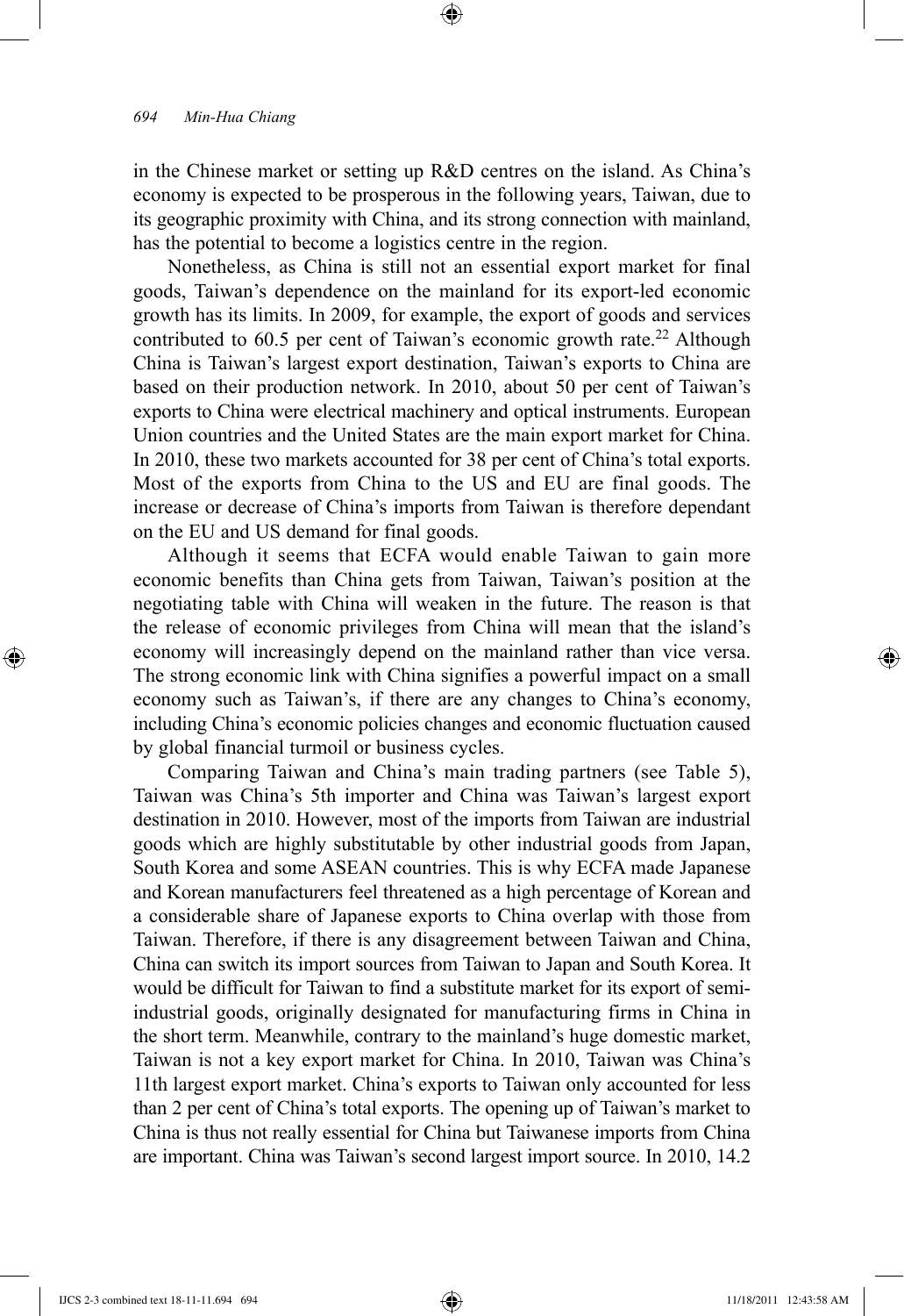in the Chinese market or setting up R&D centres on the island. As China's economy is expected to be prosperous in the following years, Taiwan, due to its geographic proximity with China, and its strong connection with mainland, has the potential to become a logistics centre in the region.

Nonetheless, as China is still not an essential export market for final goods, Taiwan's dependence on the mainland for its export-led economic growth has its limits. In 2009, for example, the export of goods and services contributed to 60.5 per cent of Taiwan's economic growth rate.[22] Although China is Taiwan's largest export destination, Taiwan's exports to China are based on their production network. In 2010, about 50 per cent of Taiwan's exports to China were electrical machinery and optical instruments. European Union countries and the United States are the main export market for China. In 2010, these two markets accounted for 38 per cent of China's total exports. Most of the exports from China to the US and EU are final goods. The increase or decrease of China's imports from Taiwan is therefore dependant on the EU and US demand for final goods.

Although it seems that ECFA would enable Taiwan to gain more economic benefits than China gets from Taiwan, Taiwan's position at the negotiating table with China will weaken in the future. The reason is that the release of economic privileges from China will mean that the island's economy will increasingly depend on the mainland rather than vice versa. The strong economic link with China signifies a powerful impact on a small economy such as Taiwan's, if there are any changes to China's economy, including China's economic policies changes and economic fluctuation caused by global financial turmoil or business cycles.

Comparing Taiwan and China's main trading partners (see Table 5), Taiwan was China's 5th importer and China was Taiwan's largest export destination in 2010. However, most of the imports from Taiwan are industrial goods which are highly substitutable by other industrial goods from Japan, South Korea and some ASEAN countries. This is why ECFA made Japanese and Korean manufacturers feel threatened as a high percentage of Korean and a considerable share of Japanese exports to China overlap with those from Taiwan. Therefore, if there is any disagreement between Taiwan and China, China can switch its import sources from Taiwan to Japan and South Korea. It would be difficult for Taiwan to find a substitute market for its export of semi-industrial goods, originally designated for manufacturing firms in China in the short term. Meanwhile, contrary to the mainland's huge domestic market, Taiwan is not a key export market for China. In 2010, Taiwan was China's 11th largest export market. China's exports to Taiwan only accounted for less than 2 per cent of China's total exports. The opening up of Taiwan's market to China is thus not really essential for China but Taiwanese imports from China are important. China was Taiwan's second largest import source. In 2010, 14.2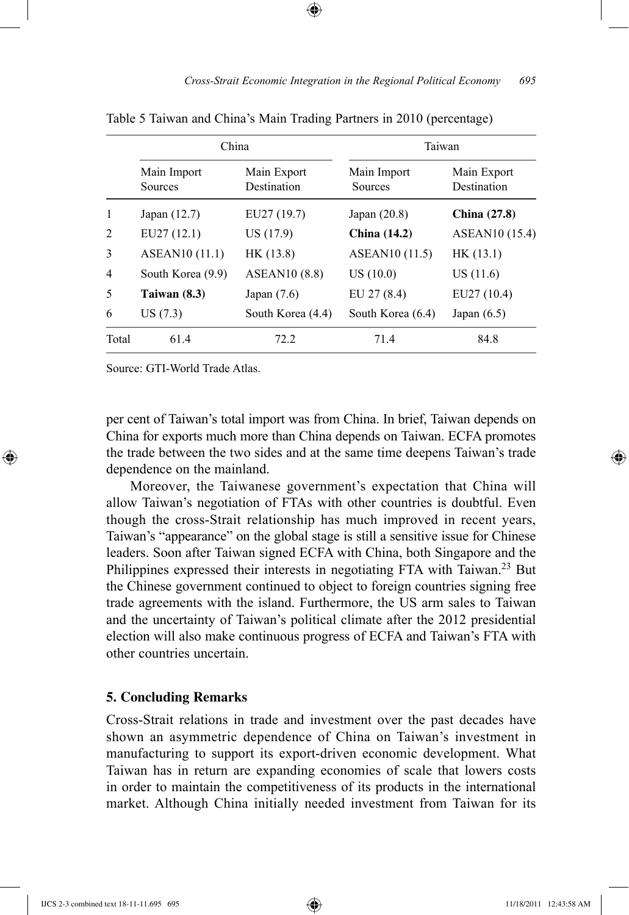Table 5 Taiwan and China's Main Trading Partners in 2010 (percentage)

| | China | | Taiwan | |
|---|---|---|---|---|
| | Main Import Sources | Main Export Destination | Main Import Sources | Main Export Destination |
| 1 | Japan (12.7) | EU27 (19.7) | Japan (20.8) | **China (27.8)** |
| 2 | EU27 (12.1) | US (17.9) | **China (14.2)** | ASEAN10 (15.4) |
| 3 | ASEAN10 (11.1) | HK (13.8) | ASEAN10 (11.5) | HK (13.1) |
| 4 | South Korea (9.9) | ASEAN10 (8.8) | US (10.0) | US (11.6) |
| 5 | **Taiwan (8.3)** | Japan (7.6) | EU 27 (8.4) | EU27 (10.4) |
| 6 | US (7.3) | South Korea (4.4) | South Korea (6.4) | Japan (6.5) |
| Total | 61.4 | 72.2 | 71.4 | 84.8 |

Source: GTI-World Trade Atlas.

per cent of Taiwan's total import was from China. In brief, Taiwan depends on China for exports much more than China depends on Taiwan. ECFA promotes the trade between the two sides and at the same time deepens Taiwan's trade dependence on the mainland.

Moreover, the Taiwanese government's expectation that China will allow Taiwan's negotiation of FTAs with other countries is doubtful. Even though the cross-Strait relationship has much improved in recent years, Taiwan's "appearance" on the global stage is still a sensitive issue for Chinese leaders. Soon after Taiwan signed ECFA with China, both Singapore and the Philippines expressed their interests in negotiating FTA with Taiwan.[23] But the Chinese government continued to object to foreign countries signing free trade agreements with the island. Furthermore, the US arm sales to Taiwan and the uncertainty of Taiwan's political climate after the 2012 presidential election will also make continuous progress of ECFA and Taiwan's FTA with other countries uncertain.

## 5. Concluding Remarks

Cross-Strait relations in trade and investment over the past decades have shown an asymmetric dependence of China on Taiwan's investment in manufacturing to support its export-driven economic development. What Taiwan has in return are expanding economies of scale that lowers costs in order to maintain the competitiveness of its products in the international market. Although China initially needed investment from Taiwan for its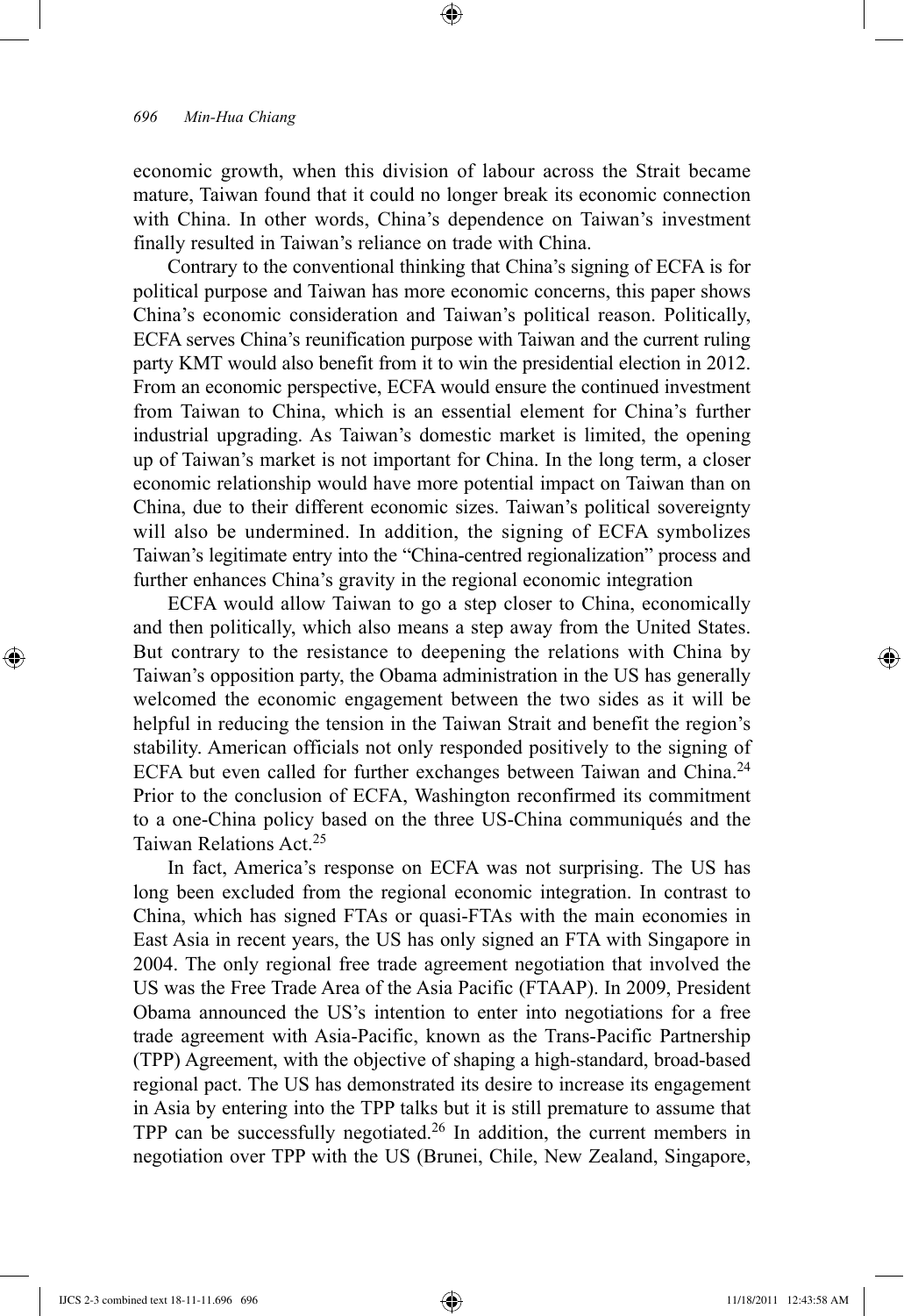economic growth, when this division of labour across the Strait became mature, Taiwan found that it could no longer break its economic connection with China. In other words, China's dependence on Taiwan's investment finally resulted in Taiwan's reliance on trade with China.

Contrary to the conventional thinking that China's signing of ECFA is for political purpose and Taiwan has more economic concerns, this paper shows China's economic consideration and Taiwan's political reason. Politically, ECFA serves China's reunification purpose with Taiwan and the current ruling party KMT would also benefit from it to win the presidential election in 2012. From an economic perspective, ECFA would ensure the continued investment from Taiwan to China, which is an essential element for China's further industrial upgrading. As Taiwan's domestic market is limited, the opening up of Taiwan's market is not important for China. In the long term, a closer economic relationship would have more potential impact on Taiwan than on China, due to their different economic sizes. Taiwan's political sovereignty will also be undermined. In addition, the signing of ECFA symbolizes Taiwan's legitimate entry into the "China-centred regionalization" process and further enhances China's gravity in the regional economic integration

ECFA would allow Taiwan to go a step closer to China, economically and then politically, which also means a step away from the United States. But contrary to the resistance to deepening the relations with China by Taiwan's opposition party, the Obama administration in the US has generally welcomed the economic engagement between the two sides as it will be helpful in reducing the tension in the Taiwan Strait and benefit the region's stability. American officials not only responded positively to the signing of ECFA but even called for further exchanges between Taiwan and China.[24] Prior to the conclusion of ECFA, Washington reconfirmed its commitment to a one-China policy based on the three US-China communiqués and the Taiwan Relations Act.[25]

In fact, America's response on ECFA was not surprising. The US has long been excluded from the regional economic integration. In contrast to China, which has signed FTAs or quasi-FTAs with the main economies in East Asia in recent years, the US has only signed an FTA with Singapore in 2004. The only regional free trade agreement negotiation that involved the US was the Free Trade Area of the Asia Pacific (FTAAP). In 2009, President Obama announced the US's intention to enter into negotiations for a free trade agreement with Asia-Pacific, known as the Trans-Pacific Partnership (TPP) Agreement, with the objective of shaping a high-standard, broad-based regional pact. The US has demonstrated its desire to increase its engagement in Asia by entering into the TPP talks but it is still premature to assume that TPP can be successfully negotiated.[26] In addition, the current members in negotiation over TPP with the US (Brunei, Chile, New Zealand, Singapore,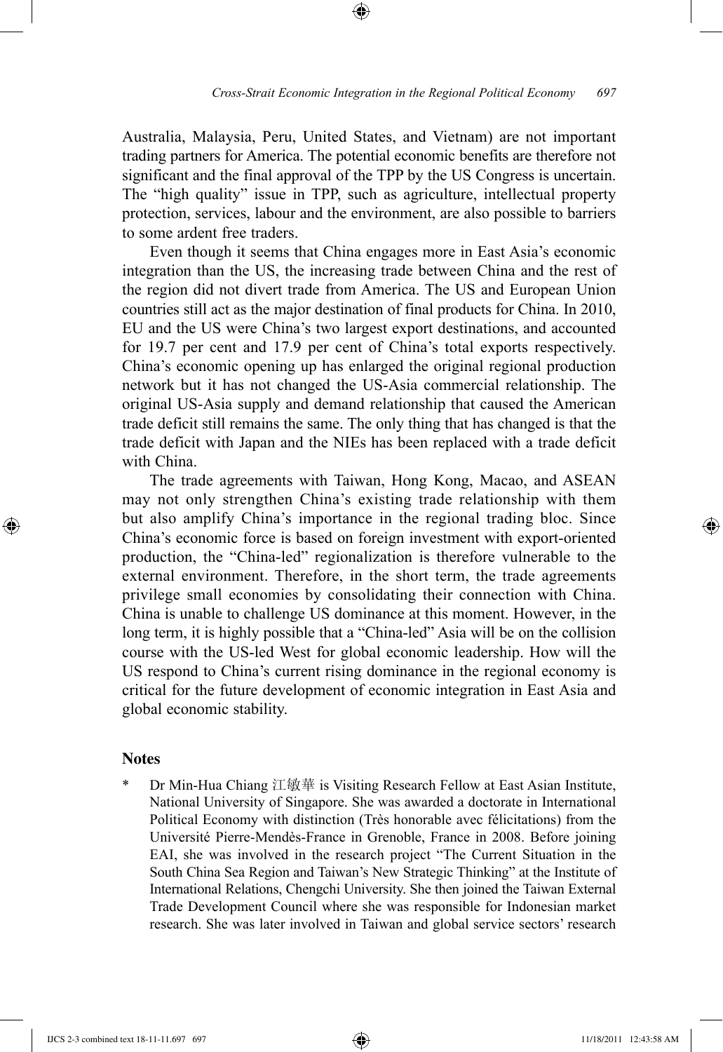Australia, Malaysia, Peru, United States, and Vietnam) are not important trading partners for America. The potential economic benefits are therefore not significant and the final approval of the TPP by the US Congress is uncertain. The "high quality" issue in TPP, such as agriculture, intellectual property protection, services, labour and the environment, are also possible to barriers to some ardent free traders.

Even though it seems that China engages more in East Asia's economic integration than the US, the increasing trade between China and the rest of the region did not divert trade from America. The US and European Union countries still act as the major destination of final products for China. In 2010, EU and the US were China's two largest export destinations, and accounted for 19.7 per cent and 17.9 per cent of China's total exports respectively. China's economic opening up has enlarged the original regional production network but it has not changed the US-Asia commercial relationship. The original US-Asia supply and demand relationship that caused the American trade deficit still remains the same. The only thing that has changed is that the trade deficit with Japan and the NIEs has been replaced with a trade deficit with China.

The trade agreements with Taiwan, Hong Kong, Macao, and ASEAN may not only strengthen China's existing trade relationship with them but also amplify China's importance in the regional trading bloc. Since China's economic force is based on foreign investment with export-oriented production, the "China-led" regionalization is therefore vulnerable to the external environment. Therefore, in the short term, the trade agreements privilege small economies by consolidating their connection with China. China is unable to challenge US dominance at this moment. However, in the long term, it is highly possible that a "China-led" Asia will be on the collision course with the US-led West for global economic leadership. How will the US respond to China's current rising dominance in the regional economy is critical for the future development of economic integration in East Asia and global economic stability.

## Notes

\* Dr Min-Hua Chiang 江敏華 is Visiting Research Fellow at East Asian Institute, National University of Singapore. She was awarded a doctorate in International Political Economy with distinction (Très honorable avec félicitations) from the Université Pierre-Mendès-France in Grenoble, France in 2008. Before joining EAI, she was involved in the research project "The Current Situation in the South China Sea Region and Taiwan's New Strategic Thinking" at the Institute of International Relations, Chengchi University. She then joined the Taiwan External Trade Development Council where she was responsible for Indonesian market research. She was later involved in Taiwan and global service sectors' research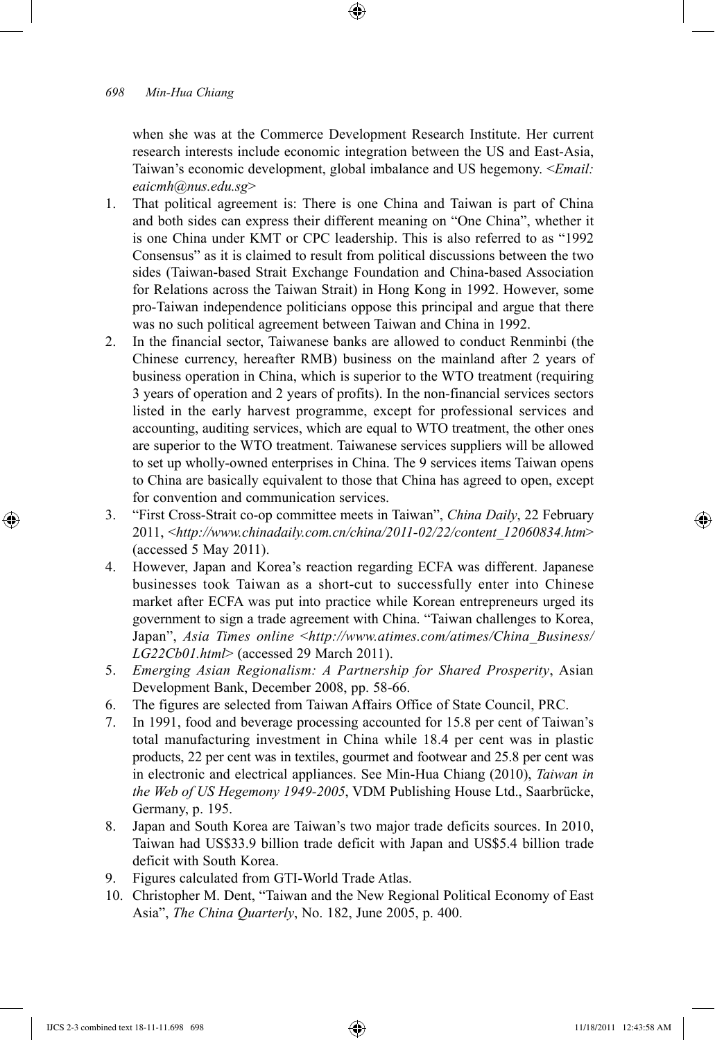when she was at the Commerce Development Research Institute. Her current research interests include economic integration between the US and East-Asia, Taiwan's economic development, global imbalance and US hegemony. <*Email: eaicmh@nus.edu.sg*>

1. That political agreement is: There is one China and Taiwan is part of China and both sides can express their different meaning on "One China", whether it is one China under KMT or CPC leadership. This is also referred to as "1992 Consensus" as it is claimed to result from political discussions between the two sides (Taiwan-based Strait Exchange Foundation and China-based Association for Relations across the Taiwan Strait) in Hong Kong in 1992. However, some pro-Taiwan independence politicians oppose this principal and argue that there was no such political agreement between Taiwan and China in 1992.
2. In the financial sector, Taiwanese banks are allowed to conduct Renminbi (the Chinese currency, hereafter RMB) business on the mainland after 2 years of business operation in China, which is superior to the WTO treatment (requiring 3 years of operation and 2 years of profits). In the non-financial services sectors listed in the early harvest programme, except for professional services and accounting, auditing services, which are equal to WTO treatment, the other ones are superior to the WTO treatment. Taiwanese services suppliers will be allowed to set up wholly-owned enterprises in China. The 9 services items Taiwan opens to China are basically equivalent to those that China has agreed to open, except for convention and communication services.
3. "First Cross-Strait co-op committee meets in Taiwan", *China Daily*, 22 February 2011, <*http://www.chinadaily.com.cn/china/2011-02/22/content_12060834.htm*> (accessed 5 May 2011).
4. However, Japan and Korea's reaction regarding ECFA was different. Japanese businesses took Taiwan as a short-cut to successfully enter into Chinese market after ECFA was put into practice while Korean entrepreneurs urged its government to sign a trade agreement with China. "Taiwan challenges to Korea, Japan", *Asia Times online <http://www.atimes.com/atimes/China_Business/LG22Cb01.html*> (accessed 29 March 2011).
5. *Emerging Asian Regionalism: A Partnership for Shared Prosperity*, Asian Development Bank, December 2008, pp. 58-66.
6. The figures are selected from Taiwan Affairs Office of State Council, PRC.
7. In 1991, food and beverage processing accounted for 15.8 per cent of Taiwan's total manufacturing investment in China while 18.4 per cent was in plastic products, 22 per cent was in textiles, gourmet and footwear and 25.8 per cent was in electronic and electrical appliances. See Min-Hua Chiang (2010), *Taiwan in the Web of US Hegemony 1949-2005*, VDM Publishing House Ltd., Saarbrücke, Germany, p. 195.
8. Japan and South Korea are Taiwan's two major trade deficits sources. In 2010, Taiwan had US$33.9 billion trade deficit with Japan and US$5.4 billion trade deficit with South Korea.
9. Figures calculated from GTI-World Trade Atlas.
10. Christopher M. Dent, "Taiwan and the New Regional Political Economy of East Asia", *The China Quarterly*, No. 182, June 2005, p. 400.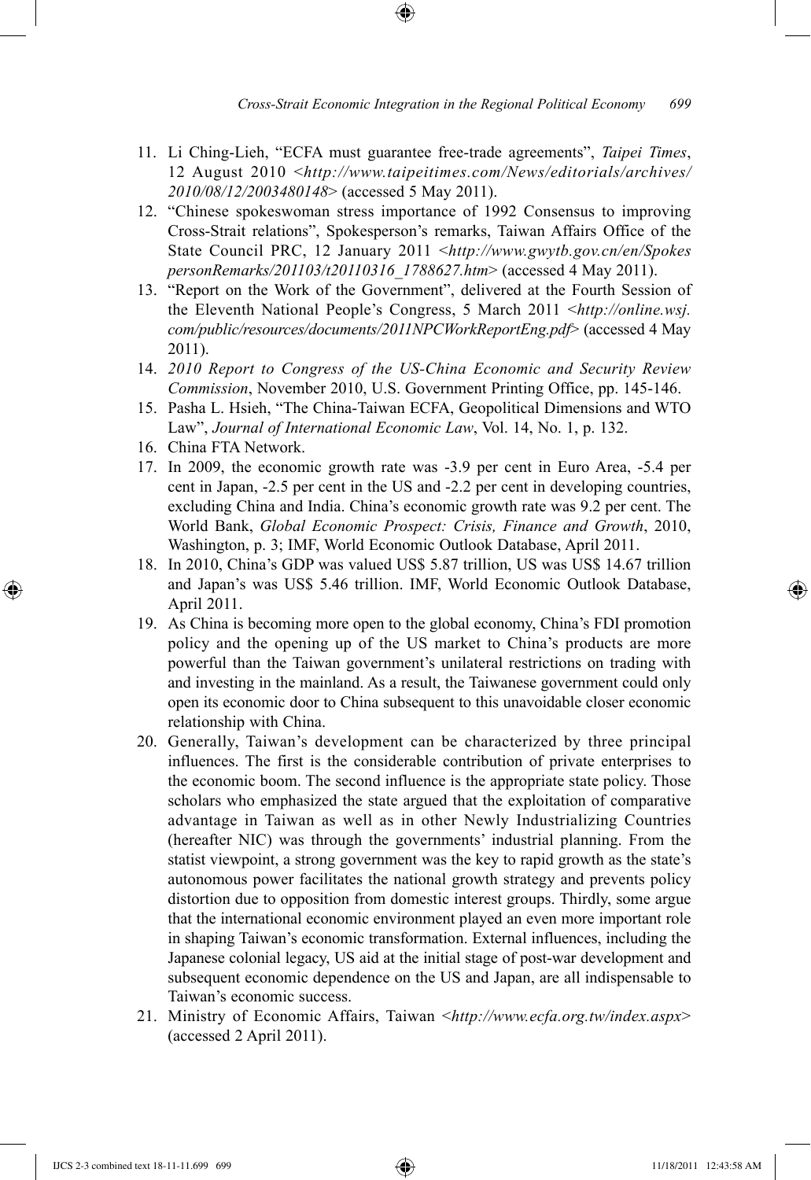11. Li Ching-Lieh, "ECFA must guarantee free-trade agreements", *Taipei Times*, 12 August 2010 <*http://www.taipeitimes.com/News/editorials/archives/2010/08/12/2003480148*> (accessed 5 May 2011).
12. "Chinese spokeswoman stress importance of 1992 Consensus to improving Cross-Strait relations", Spokesperson's remarks, Taiwan Affairs Office of the State Council PRC, 12 January 2011 <*http://www.gwytb.gov.cn/en/SpokespersonRemarks/201103/t20110316_1788627.htm*> (accessed 4 May 2011).
13. "Report on the Work of the Government", delivered at the Fourth Session of the Eleventh National People's Congress, 5 March 2011 <*http://online.wsj.com/public/resources/documents/2011NPCWorkReportEng.pdf*> (accessed 4 May 2011).
14. *2010 Report to Congress of the US-China Economic and Security Review Commission*, November 2010, U.S. Government Printing Office, pp. 145-146.
15. Pasha L. Hsieh, "The China-Taiwan ECFA, Geopolitical Dimensions and WTO Law", *Journal of International Economic Law*, Vol. 14, No. 1, p. 132.
16. China FTA Network.
17. In 2009, the economic growth rate was -3.9 per cent in Euro Area, -5.4 per cent in Japan, -2.5 per cent in the US and -2.2 per cent in developing countries, excluding China and India. China's economic growth rate was 9.2 per cent. The World Bank, *Global Economic Prospect: Crisis, Finance and Growth*, 2010, Washington, p. 3; IMF, World Economic Outlook Database, April 2011.
18. In 2010, China's GDP was valued US$ 5.87 trillion, US was US$ 14.67 trillion and Japan's was US$ 5.46 trillion. IMF, World Economic Outlook Database, April 2011.
19. As China is becoming more open to the global economy, China's FDI promotion policy and the opening up of the US market to China's products are more powerful than the Taiwan government's unilateral restrictions on trading with and investing in the mainland. As a result, the Taiwanese government could only open its economic door to China subsequent to this unavoidable closer economic relationship with China.
20. Generally, Taiwan's development can be characterized by three principal influences. The first is the considerable contribution of private enterprises to the economic boom. The second influence is the appropriate state policy. Those scholars who emphasized the state argued that the exploitation of comparative advantage in Taiwan as well as in other Newly Industrializing Countries (hereafter NIC) was through the governments' industrial planning. From the statist viewpoint, a strong government was the key to rapid growth as the state's autonomous power facilitates the national growth strategy and prevents policy distortion due to opposition from domestic interest groups. Thirdly, some argue that the international economic environment played an even more important role in shaping Taiwan's economic transformation. External influences, including the Japanese colonial legacy, US aid at the initial stage of post-war development and subsequent economic dependence on the US and Japan, are all indispensable to Taiwan's economic success.
21. Ministry of Economic Affairs, Taiwan <*http://www.ecfa.org.tw/index.aspx*> (accessed 2 April 2011).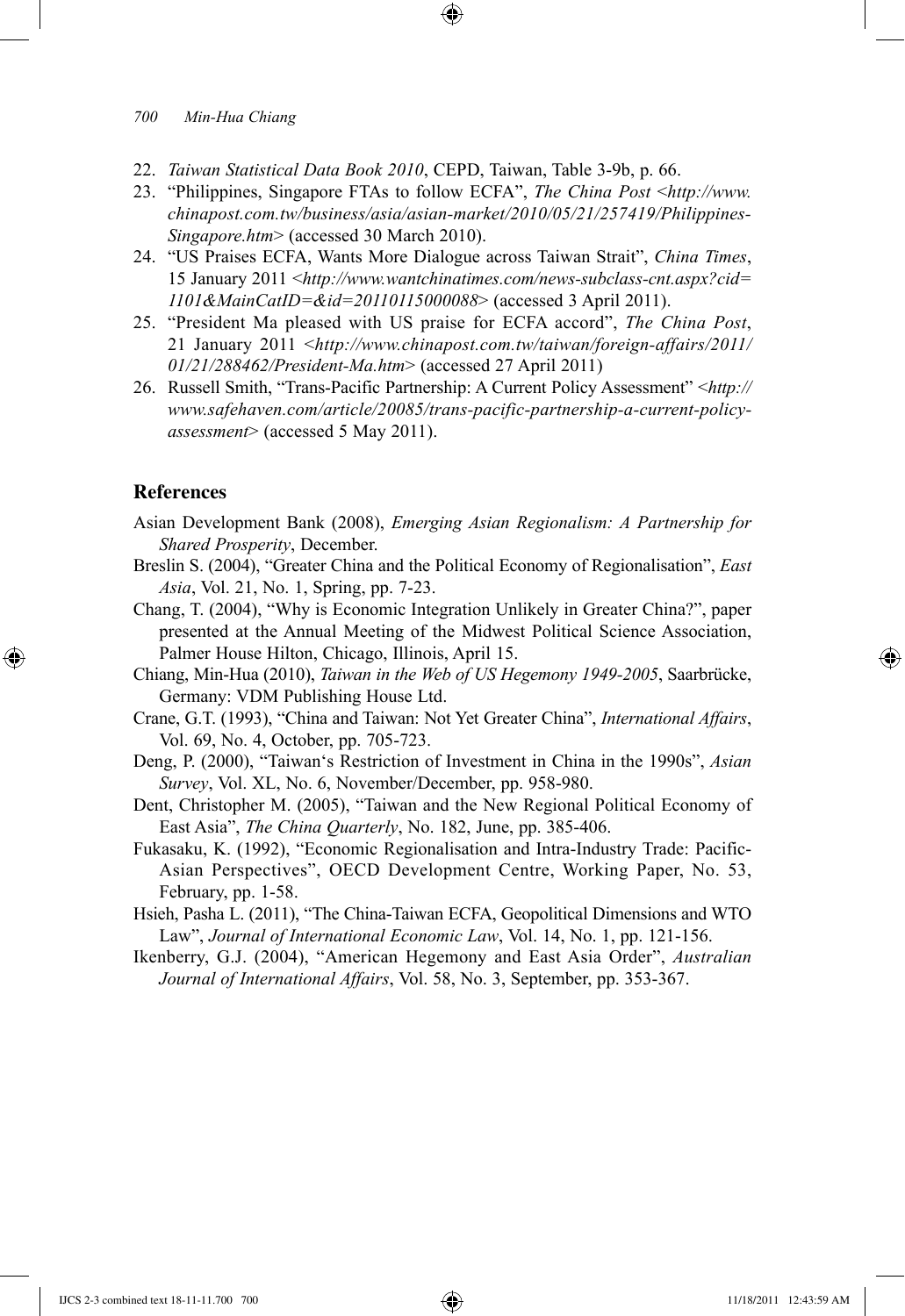22. *Taiwan Statistical Data Book 2010*, CEPD, Taiwan, Table 3-9b, p. 66.
23. "Philippines, Singapore FTAs to follow ECFA", *The China Post* <*http://www.chinapost.com.tw/business/asia/asian-market/2010/05/21/257419/Philippines-Singapore.htm*> (accessed 30 March 2010).
24. "US Praises ECFA, Wants More Dialogue across Taiwan Strait", *China Times*, 15 January 2011 <*http://www.wantchinatimes.com/news-subclass-cnt.aspx?cid=1101&MainCatID=&id=20110115000088*> (accessed 3 April 2011).
25. "President Ma pleased with US praise for ECFA accord", *The China Post*, 21 January 2011 <*http://www.chinapost.com.tw/taiwan/foreign-affairs/2011/01/21/288462/President-Ma.htm*> (accessed 27 April 2011)
26. Russell Smith, "Trans-Pacific Partnership: A Current Policy Assessment" <*http://www.safehaven.com/article/20085/trans-pacific-partnership-a-current-policy-assessment*> (accessed 5 May 2011).

## References

Asian Development Bank (2008), *Emerging Asian Regionalism: A Partnership for Shared Prosperity*, December.

Breslin S. (2004), "Greater China and the Political Economy of Regionalisation", *East Asia*, Vol. 21, No. 1, Spring, pp. 7-23.

Chang, T. (2004), "Why is Economic Integration Unlikely in Greater China?", paper presented at the Annual Meeting of the Midwest Political Science Association, Palmer House Hilton, Chicago, Illinois, April 15.

Chiang, Min-Hua (2010), *Taiwan in the Web of US Hegemony 1949-2005*, Saarbrücke, Germany: VDM Publishing House Ltd.

Crane, G.T. (1993), "China and Taiwan: Not Yet Greater China", *International Affairs*, Vol. 69, No. 4, October, pp. 705-723.

Deng, P. (2000), "Taiwan's Restriction of Investment in China in the 1990s", *Asian Survey*, Vol. XL, No. 6, November/December, pp. 958-980.

Dent, Christopher M. (2005), "Taiwan and the New Regional Political Economy of East Asia", *The China Quarterly*, No. 182, June, pp. 385-406.

Fukasaku, K. (1992), "Economic Regionalisation and Intra-Industry Trade: Pacific-Asian Perspectives", OECD Development Centre, Working Paper, No. 53, February, pp. 1-58.

Hsieh, Pasha L. (2011), "The China-Taiwan ECFA, Geopolitical Dimensions and WTO Law", *Journal of International Economic Law*, Vol. 14, No. 1, pp. 121-156.

Ikenberry, G.J. (2004), "American Hegemony and East Asia Order", *Australian Journal of International Affairs*, Vol. 58, No. 3, September, pp. 353-367.